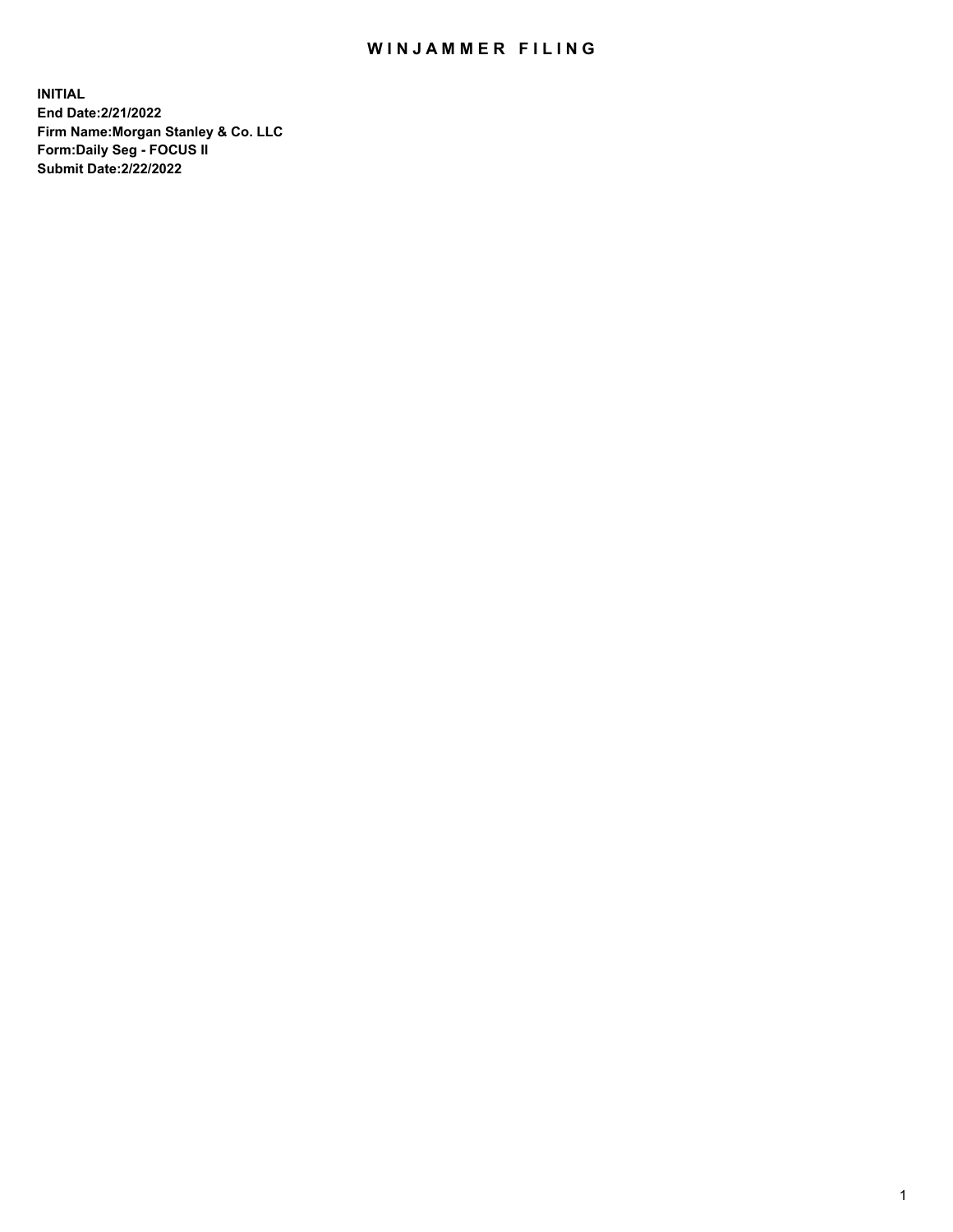# WINJAMMER FILING

**INITIAL**
**End Date:2/21/2022**
**Firm Name:Morgan Stanley & Co. LLC**
**Form:Daily Seg - FOCUS II**
**Submit Date:2/22/2022**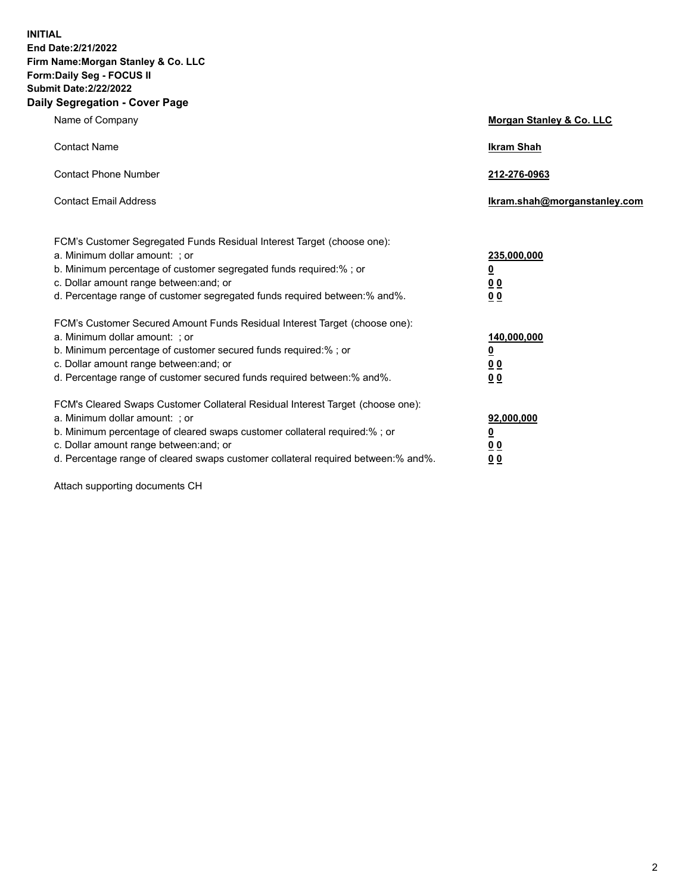**INITIAL**
**End Date:2/21/2022**
**Firm Name:Morgan Stanley & Co. LLC**
**Form:Daily Seg - FOCUS II**
**Submit Date:2/22/2022**

## Daily Segregation - Cover Page

| | |
|---|---|
| Name of Company | **Morgan Stanley & Co. LLC** |
| Contact Name | **Ikram Shah** |
| Contact Phone Number | **212-276-0963** |
| Contact Email Address | **Ikram.shah@morganstanley.com** |

| | |
|---|---|
| FCM's Customer Segregated Funds Residual Interest Target (choose one): | |
| a. Minimum dollar amount: ; or | **235,000,000** |
| b. Minimum percentage of customer segregated funds required:% ; or | **0** |
| c. Dollar amount range between:and; or | **0 0** |
| d. Percentage range of customer segregated funds required between:% and%. | **0 0** |

| | |
|---|---|
| FCM's Customer Secured Amount Funds Residual Interest Target (choose one): | |
| a. Minimum dollar amount: ; or | **140,000,000** |
| b. Minimum percentage of customer secured funds required:% ; or | **0** |
| c. Dollar amount range between:and; or | **0 0** |
| d. Percentage range of customer secured funds required between:% and%. | **0 0** |

| | |
|---|---|
| FCM's Cleared Swaps Customer Collateral Residual Interest Target (choose one): | |
| a. Minimum dollar amount: ; or | **92,000,000** |
| b. Minimum percentage of cleared swaps customer collateral required:% ; or | **0** |
| c. Dollar amount range between:and; or | **0 0** |
| d. Percentage range of cleared swaps customer collateral required between:% and%. | **0 0** |

Attach supporting documents CH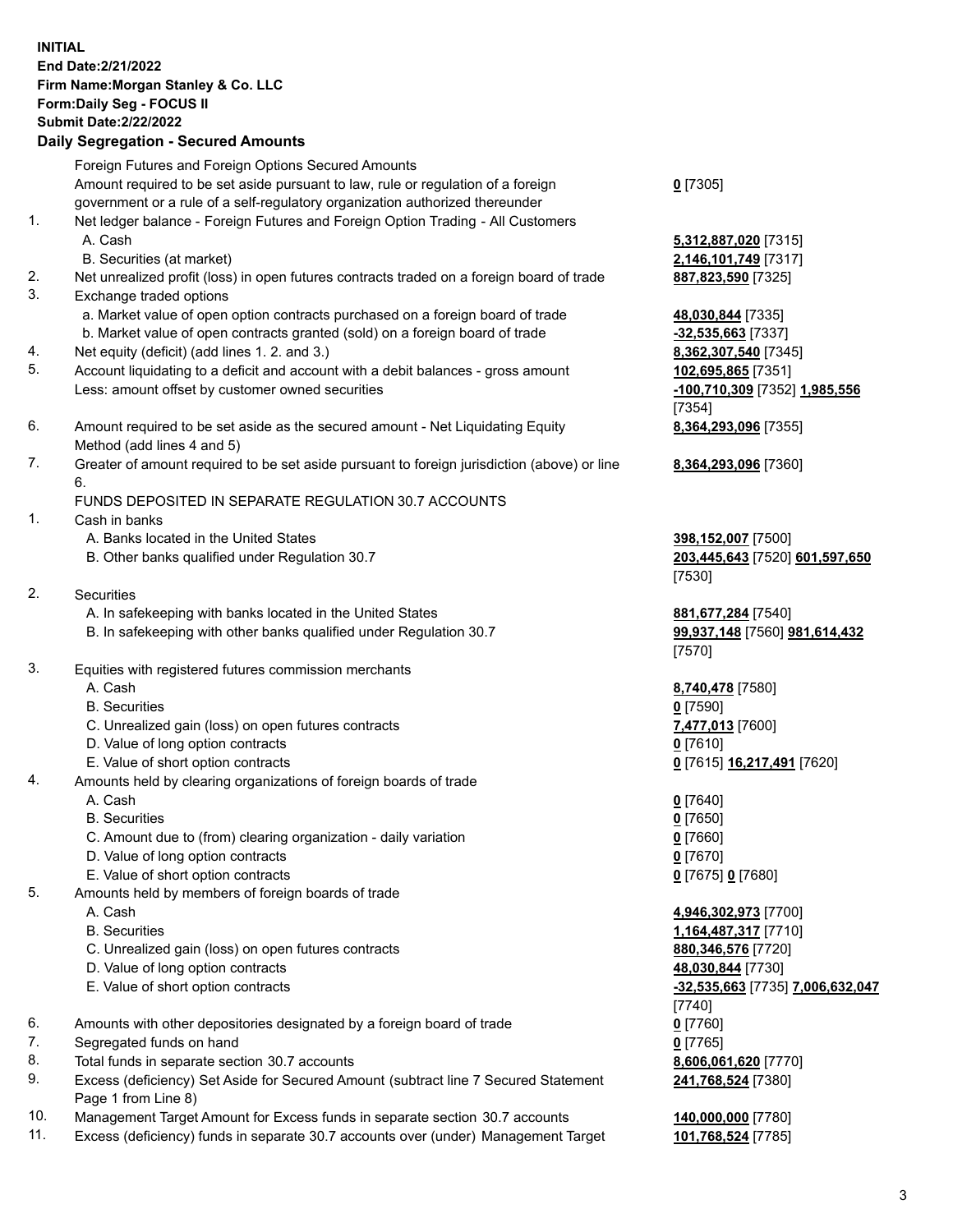**INITIAL**
**End Date:2/21/2022**
**Firm Name:Morgan Stanley & Co. LLC**
**Form:Daily Seg - FOCUS II**
**Submit Date:2/22/2022**

## Daily Segregation - Secured Amounts

| | | |
|---|---|---|
| | Foreign Futures and Foreign Options Secured Amounts | |
| | Amount required to be set aside pursuant to law, rule or regulation of a foreign government or a rule of a self-regulatory organization authorized thereunder | **0** [7305] |
| 1. | Net ledger balance - Foreign Futures and Foreign Option Trading - All Customers | |
| | A. Cash | **5,312,887,020** [7315] |
| | B. Securities (at market) | **2,146,101,749** [7317] |
| 2. | Net unrealized profit (loss) in open futures contracts traded on a foreign board of trade | **887,823,590** [7325] |
| 3. | Exchange traded options | |
| | a. Market value of open option contracts purchased on a foreign board of trade | **48,030,844** [7335] |
| | b. Market value of open contracts granted (sold) on a foreign board of trade | **-32,535,663** [7337] |
| 4. | Net equity (deficit) (add lines 1. 2. and 3.) | **8,362,307,540** [7345] |
| 5. | Account liquidating to a deficit and account with a debit balances - gross amount | **102,695,865** [7351] |
| | Less: amount offset by customer owned securities | **-100,710,309** [7352] **1,985,556** [7354] |
| 6. | Amount required to be set aside as the secured amount - Net Liquidating Equity Method (add lines 4 and 5) | **8,364,293,096** [7355] |
| 7. | Greater of amount required to be set aside pursuant to foreign jurisdiction (above) or line 6. | **8,364,293,096** [7360] |
| | FUNDS DEPOSITED IN SEPARATE REGULATION 30.7 ACCOUNTS | |
| 1. | Cash in banks | |
| | A. Banks located in the United States | **398,152,007** [7500] |
| | B. Other banks qualified under Regulation 30.7 | **203,445,643** [7520] **601,597,650** [7530] |
| 2. | Securities | |
| | A. In safekeeping with banks located in the United States | **881,677,284** [7540] |
| | B. In safekeeping with other banks qualified under Regulation 30.7 | **99,937,148** [7560] **981,614,432** [7570] |
| 3. | Equities with registered futures commission merchants | |
| | A. Cash | **8,740,478** [7580] |
| | B. Securities | **0** [7590] |
| | C. Unrealized gain (loss) on open futures contracts | **7,477,013** [7600] |
| | D. Value of long option contracts | **0** [7610] |
| | E. Value of short option contracts | **0** [7615] **16,217,491** [7620] |
| 4. | Amounts held by clearing organizations of foreign boards of trade | |
| | A. Cash | **0** [7640] |
| | B. Securities | **0** [7650] |
| | C. Amount due to (from) clearing organization - daily variation | **0** [7660] |
| | D. Value of long option contracts | **0** [7670] |
| | E. Value of short option contracts | **0** [7675] **0** [7680] |
| 5. | Amounts held by members of foreign boards of trade | |
| | A. Cash | **4,946,302,973** [7700] |
| | B. Securities | **1,164,487,317** [7710] |
| | C. Unrealized gain (loss) on open futures contracts | **880,346,576** [7720] |
| | D. Value of long option contracts | **48,030,844** [7730] |
| | E. Value of short option contracts | **-32,535,663** [7735] **7,006,632,047** [7740] |
| 6. | Amounts with other depositories designated by a foreign board of trade | **0** [7760] |
| 7. | Segregated funds on hand | **0** [7765] |
| 8. | Total funds in separate section 30.7 accounts | **8,606,061,620** [7770] |
| 9. | Excess (deficiency) Set Aside for Secured Amount (subtract line 7 Secured Statement Page 1 from Line 8) | **241,768,524** [7380] |
| 10. | Management Target Amount for Excess funds in separate section 30.7 accounts | **140,000,000** [7780] |
| 11. | Excess (deficiency) funds in separate 30.7 accounts over (under) Management Target | **101,768,524** [7785] |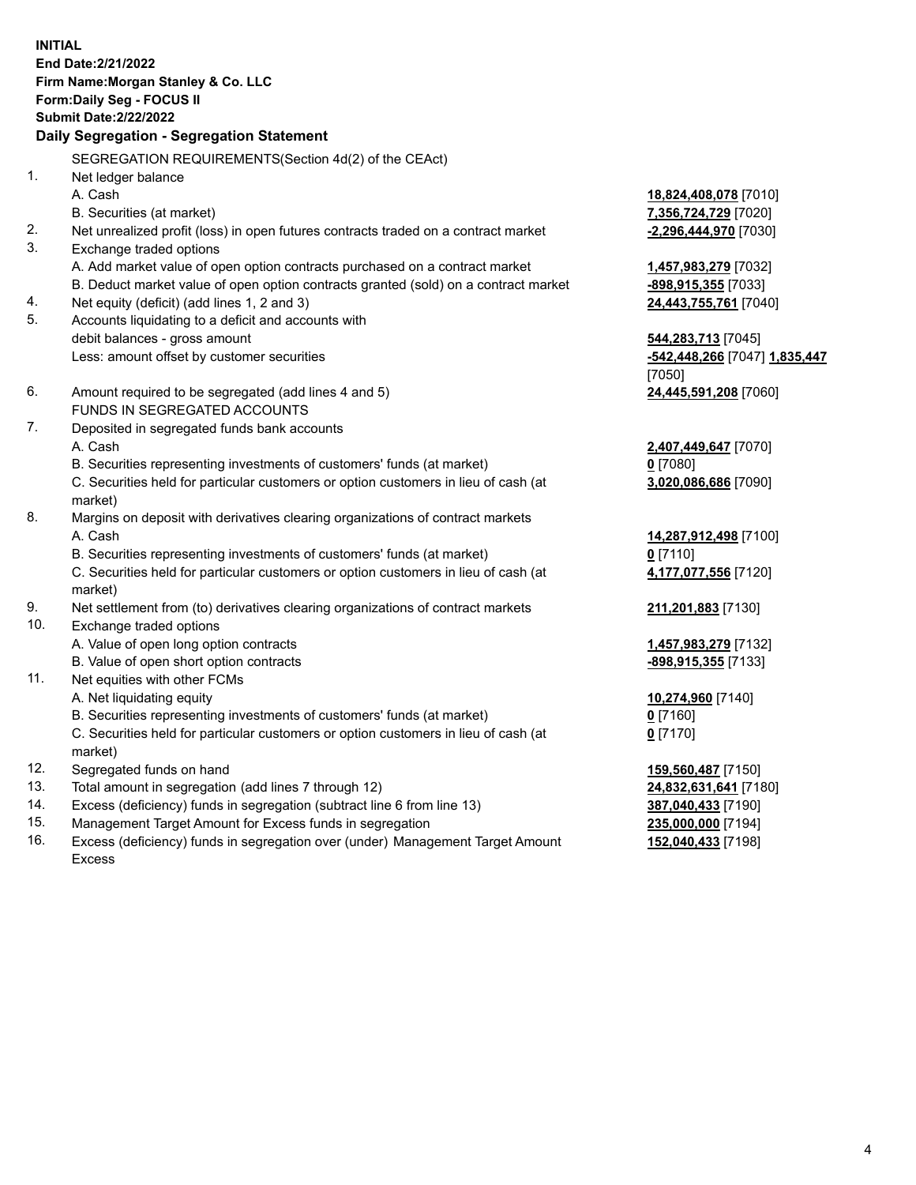**INITIAL**
**End Date:2/21/2022**
**Firm Name:Morgan Stanley & Co. LLC**
**Form:Daily Seg - FOCUS II**
**Submit Date:2/22/2022**

## Daily Segregation - Segregation Statement

SEGREGATION REQUIREMENTS(Section 4d(2) of the CEAct)

| | | |
|---|---|---|
| 1. | Net ledger balance | |
| | A. Cash | **18,824,408,078** [7010] |
| | B. Securities (at market) | **7,356,724,729** [7020] |
| 2. | Net unrealized profit (loss) in open futures contracts traded on a contract market | **-2,296,444,970** [7030] |
| 3. | Exchange traded options | |
| | A. Add market value of open option contracts purchased on a contract market | **1,457,983,279** [7032] |
| | B. Deduct market value of open option contracts granted (sold) on a contract market | **-898,915,355** [7033] |
| 4. | Net equity (deficit) (add lines 1, 2 and 3) | **24,443,755,761** [7040] |
| 5. | Accounts liquidating to a deficit and accounts with debit balances - gross amount | **544,283,713** [7045] |
| | Less: amount offset by customer securities | **-542,448,266** [7047] **1,835,447** [7050] |
| 6. | Amount required to be segregated (add lines 4 and 5) | **24,445,591,208** [7060] |
| | FUNDS IN SEGREGATED ACCOUNTS | |
| 7. | Deposited in segregated funds bank accounts | |
| | A. Cash | **2,407,449,647** [7070] |
| | B. Securities representing investments of customers' funds (at market) | **0** [7080] |
| | C. Securities held for particular customers or option customers in lieu of cash (at market) | **3,020,086,686** [7090] |
| 8. | Margins on deposit with derivatives clearing organizations of contract markets | |
| | A. Cash | **14,287,912,498** [7100] |
| | B. Securities representing investments of customers' funds (at market) | **0** [7110] |
| | C. Securities held for particular customers or option customers in lieu of cash (at market) | **4,177,077,556** [7120] |
| 9. | Net settlement from (to) derivatives clearing organizations of contract markets | **211,201,883** [7130] |
| 10. | Exchange traded options | |
| | A. Value of open long option contracts | **1,457,983,279** [7132] |
| | B. Value of open short option contracts | **-898,915,355** [7133] |
| 11. | Net equities with other FCMs | |
| | A. Net liquidating equity | **10,274,960** [7140] |
| | B. Securities representing investments of customers' funds (at market) | **0** [7160] |
| | C. Securities held for particular customers or option customers in lieu of cash (at market) | **0** [7170] |
| 12. | Segregated funds on hand | **159,560,487** [7150] |
| 13. | Total amount in segregation (add lines 7 through 12) | **24,832,631,641** [7180] |
| 14. | Excess (deficiency) funds in segregation (subtract line 6 from line 13) | **387,040,433** [7190] |
| 15. | Management Target Amount for Excess funds in segregation | **235,000,000** [7194] |
| 16. | Excess (deficiency) funds in segregation over (under) Management Target Amount Excess | **152,040,433** [7198] |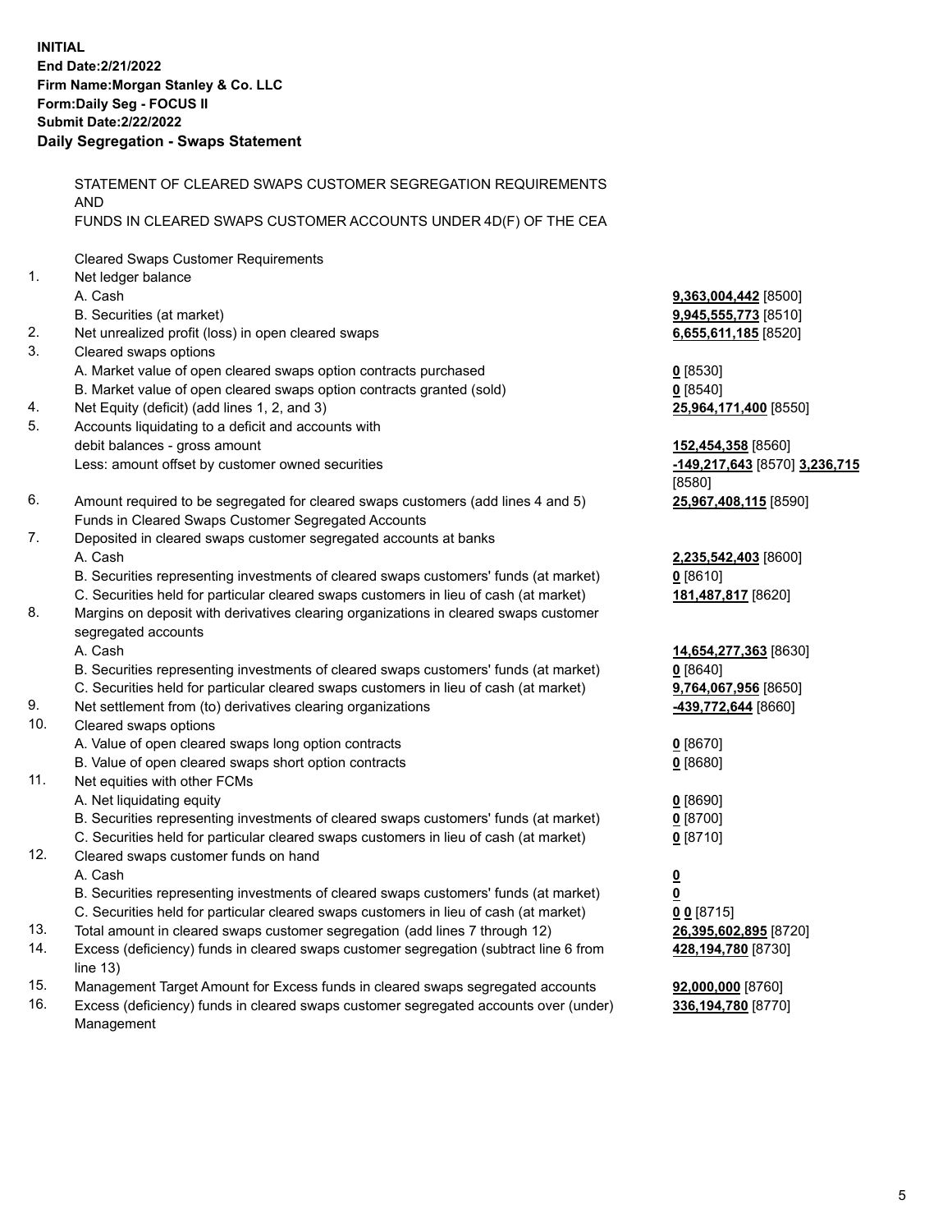**INITIAL**
**End Date:2/21/2022**
**Firm Name:Morgan Stanley & Co. LLC**
**Form:Daily Seg - FOCUS II**
**Submit Date:2/22/2022**
**Daily Segregation - Swaps Statement**

STATEMENT OF CLEARED SWAPS CUSTOMER SEGREGATION REQUIREMENTS AND
FUNDS IN CLEARED SWAPS CUSTOMER ACCOUNTS UNDER 4D(F) OF THE CEA

| | | |
|---|---|---|
| | Cleared Swaps Customer Requirements | |
| 1. | Net ledger balance | |
| | A. Cash | **9,363,004,442** [8500] |
| | B. Securities (at market) | **9,945,555,773** [8510] |
| 2. | Net unrealized profit (loss) in open cleared swaps | **6,655,611,185** [8520] |
| 3. | Cleared swaps options | |
| | A. Market value of open cleared swaps option contracts purchased | **0** [8530] |
| | B. Market value of open cleared swaps option contracts granted (sold) | **0** [8540] |
| 4. | Net Equity (deficit) (add lines 1, 2, and 3) | **25,964,171,400** [8550] |
| 5. | Accounts liquidating to a deficit and accounts with debit balances - gross amount | **152,454,358** [8560] |
| | Less: amount offset by customer owned securities | **-149,217,643** [8570] **3,236,715** [8580] |
| 6. | Amount required to be segregated for cleared swaps customers (add lines 4 and 5) | **25,967,408,115** [8590] |
| | Funds in Cleared Swaps Customer Segregated Accounts | |
| 7. | Deposited in cleared swaps customer segregated accounts at banks | |
| | A. Cash | **2,235,542,403** [8600] |
| | B. Securities representing investments of cleared swaps customers' funds (at market) | **0** [8610] |
| | C. Securities held for particular cleared swaps customers in lieu of cash (at market) | **181,487,817** [8620] |
| 8. | Margins on deposit with derivatives clearing organizations in cleared swaps customer segregated accounts | |
| | A. Cash | **14,654,277,363** [8630] |
| | B. Securities representing investments of cleared swaps customers' funds (at market) | **0** [8640] |
| | C. Securities held for particular cleared swaps customers in lieu of cash (at market) | **9,764,067,956** [8650] |
| 9. | Net settlement from (to) derivatives clearing organizations | **-439,772,644** [8660] |
| 10. | Cleared swaps options | |
| | A. Value of open cleared swaps long option contracts | **0** [8670] |
| | B. Value of open cleared swaps short option contracts | **0** [8680] |
| 11. | Net equities with other FCMs | |
| | A. Net liquidating equity | **0** [8690] |
| | B. Securities representing investments of cleared swaps customers' funds (at market) | **0** [8700] |
| | C. Securities held for particular cleared swaps customers in lieu of cash (at market) | **0** [8710] |
| 12. | Cleared swaps customer funds on hand | |
| | A. Cash | **0** |
| | B. Securities representing investments of cleared swaps customers' funds (at market) | **0** |
| | C. Securities held for particular cleared swaps customers in lieu of cash (at market) | **0** **0** [8715] |
| 13. | Total amount in cleared swaps customer segregation (add lines 7 through 12) | **26,395,602,895** [8720] |
| 14. | Excess (deficiency) funds in cleared swaps customer segregation (subtract line 6 from line 13) | **428,194,780** [8730] |
| 15. | Management Target Amount for Excess funds in cleared swaps segregated accounts | **92,000,000** [8760] |
| 16. | Excess (deficiency) funds in cleared swaps customer segregated accounts over (under) Management | **336,194,780** [8770] |